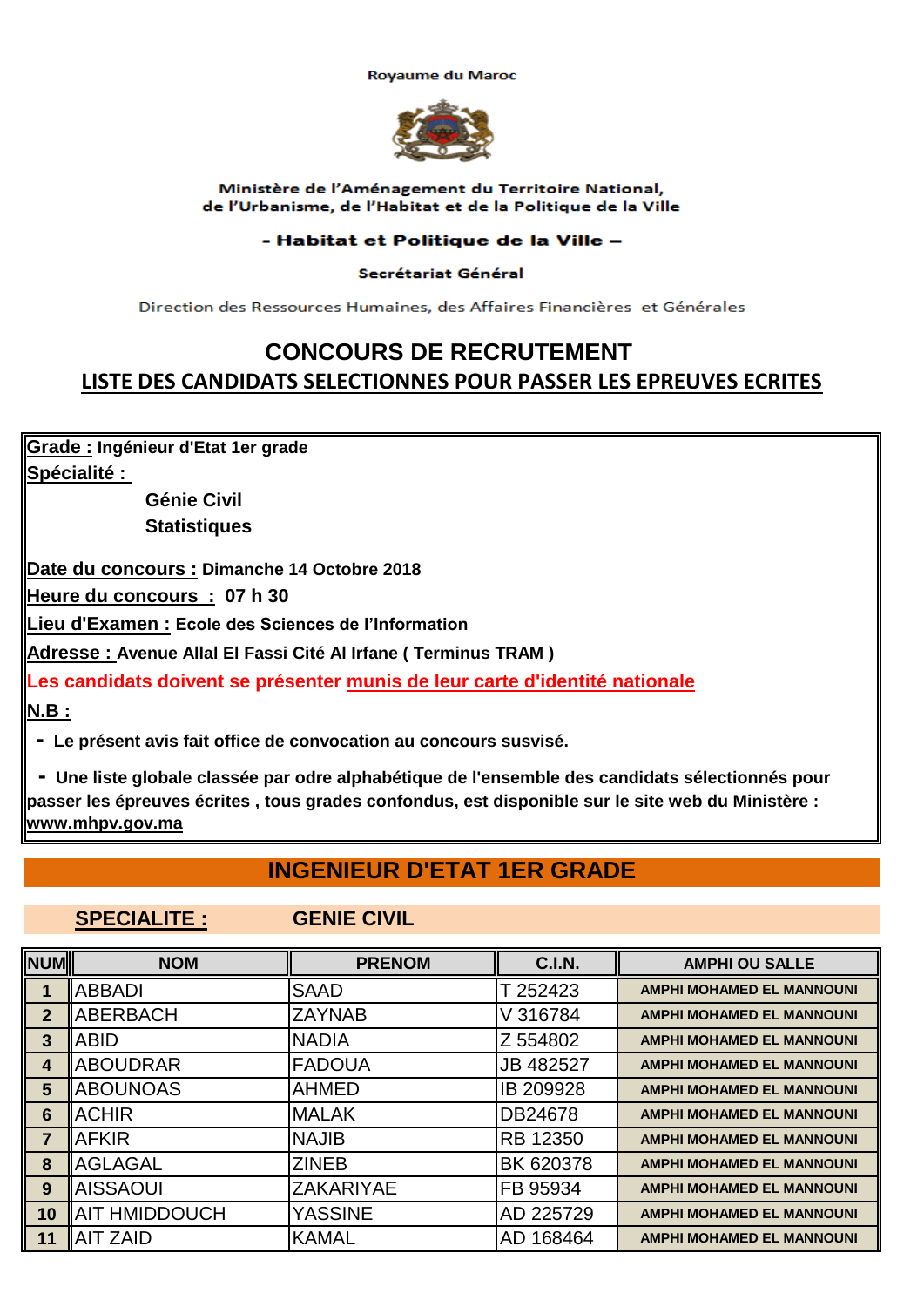Royaume du Maroc

Ministère de l'Aménagement du Territoire National,
de l'Urbanisme, de l'Habitat et de la Politique de la Ville

**- Habitat et Politique de la Ville –**

**Secrétariat Général**

Direction des Ressources Humaines, des Affaires Financières et Générales

# CONCOURS DE RECRUTEMENT

## LISTE DES CANDIDATS SELECTIONNES POUR PASSER LES EPREUVES ECRITES

**Grade :** **Ingénieur d'Etat 1er grade**

**Spécialité :**

**Génie Civil**
**Statistiques**

**Date du concours :** **Dimanche 14 Octobre 2018**

**Heure du concours :** **07 h 30**

**Lieu d'Examen :** **Ecole des Sciences de l'Information**

**Adresse :** **Avenue Allal El Fassi Cité Al Irfane ( Terminus TRAM )**

**Les candidats doivent se présenter munis de leur carte d'identité nationale**

**N.B :**

- **Le présent avis fait office de convocation au concours susvisé.**
- **Une liste globale classée par odre alphabétique de l'ensemble des candidats sélectionnés pour passer les épreuves écrites , tous grades confondus, est disponible sur le site web du Ministère : www.mhpv.gov.ma**

## INGENIEUR D'ETAT 1ER GRADE

### SPECIALITE : GENIE CIVIL

| NUM | NOM | PRENOM | C.I.N. | AMPHI OU SALLE |
|---|---|---|---|---|
| 1 | ABBADI | SAAD | T 252423 | AMPHI MOHAMED EL MANNOUNI |
| 2 | ABERBACH | ZAYNAB | V 316784 | AMPHI MOHAMED EL MANNOUNI |
| 3 | ABID | NADIA | Z 554802 | AMPHI MOHAMED EL MANNOUNI |
| 4 | ABOUDRAR | FADOUA | JB 482527 | AMPHI MOHAMED EL MANNOUNI |
| 5 | ABOUNOAS | AHMED | IB 209928 | AMPHI MOHAMED EL MANNOUNI |
| 6 | ACHIR | MALAK | DB24678 | AMPHI MOHAMED EL MANNOUNI |
| 7 | AFKIR | NAJIB | RB 12350 | AMPHI MOHAMED EL MANNOUNI |
| 8 | AGLAGAL | ZINEB | BK 620378 | AMPHI MOHAMED EL MANNOUNI |
| 9 | AISSAOUI | ZAKARIYAE | FB 95934 | AMPHI MOHAMED EL MANNOUNI |
| 10 | AIT HMIDDOUCH | YASSINE | AD 225729 | AMPHI MOHAMED EL MANNOUNI |
| 11 | AIT ZAID | KAMAL | AD 168464 | AMPHI MOHAMED EL MANNOUNI |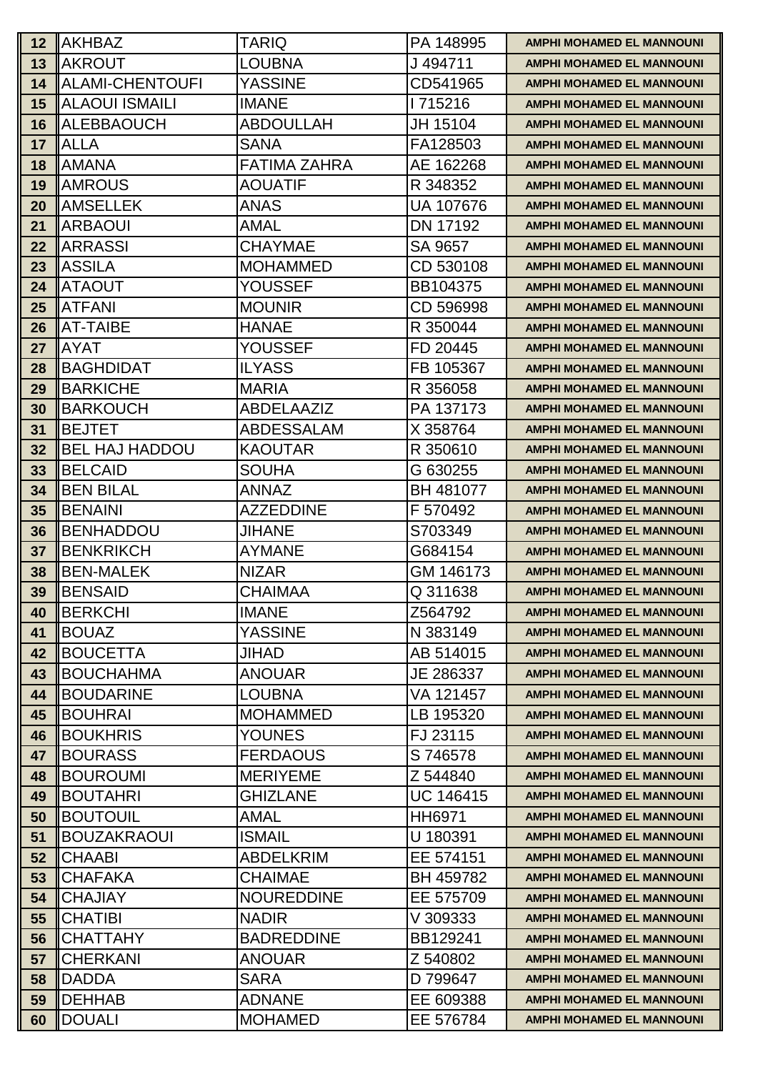| 12 | AKHBAZ | TARIQ | PA 148995 | AMPHI MOHAMED EL MANNOUNI |
|---|---|---|---|---|
| 13 | AKROUT | LOUBNA | J 494711 | AMPHI MOHAMED EL MANNOUNI |
| 14 | ALAMI-CHENTOUFI | YASSINE | CD541965 | AMPHI MOHAMED EL MANNOUNI |
| 15 | ALAOUI ISMAILI | IMANE | I 715216 | AMPHI MOHAMED EL MANNOUNI |
| 16 | ALEBBAOUCH | ABDOULLAH | JH 15104 | AMPHI MOHAMED EL MANNOUNI |
| 17 | ALLA | SANA | FA128503 | AMPHI MOHAMED EL MANNOUNI |
| 18 | AMANA | FATIMA ZAHRA | AE 162268 | AMPHI MOHAMED EL MANNOUNI |
| 19 | AMROUS | AOUATIF | R 348352 | AMPHI MOHAMED EL MANNOUNI |
| 20 | AMSELLEK | ANAS | UA 107676 | AMPHI MOHAMED EL MANNOUNI |
| 21 | ARBAOUI | AMAL | DN 17192 | AMPHI MOHAMED EL MANNOUNI |
| 22 | ARRASSI | CHAYMAE | SA 9657 | AMPHI MOHAMED EL MANNOUNI |
| 23 | ASSILA | MOHAMMED | CD 530108 | AMPHI MOHAMED EL MANNOUNI |
| 24 | ATAOUT | YOUSSEF | BB104375 | AMPHI MOHAMED EL MANNOUNI |
| 25 | ATFANI | MOUNIR | CD 596998 | AMPHI MOHAMED EL MANNOUNI |
| 26 | AT-TAIBE | HANAE | R 350044 | AMPHI MOHAMED EL MANNOUNI |
| 27 | AYAT | YOUSSEF | FD 20445 | AMPHI MOHAMED EL MANNOUNI |
| 28 | BAGHDIDAT | ILYASS | FB 105367 | AMPHI MOHAMED EL MANNOUNI |
| 29 | BARKICHE | MARIA | R 356058 | AMPHI MOHAMED EL MANNOUNI |
| 30 | BARKOUCH | ABDELAAZIZ | PA 137173 | AMPHI MOHAMED EL MANNOUNI |
| 31 | BEJTET | ABDESSALAM | X 358764 | AMPHI MOHAMED EL MANNOUNI |
| 32 | BEL HAJ HADDOU | KAOUTAR | R 350610 | AMPHI MOHAMED EL MANNOUNI |
| 33 | BELCAID | SOUHA | G 630255 | AMPHI MOHAMED EL MANNOUNI |
| 34 | BEN BILAL | ANNAZ | BH 481077 | AMPHI MOHAMED EL MANNOUNI |
| 35 | BENAINI | AZZEDDINE | F 570492 | AMPHI MOHAMED EL MANNOUNI |
| 36 | BENHADDOU | JIHANE | S703349 | AMPHI MOHAMED EL MANNOUNI |
| 37 | BENKRIKCH | AYMANE | G684154 | AMPHI MOHAMED EL MANNOUNI |
| 38 | BEN-MALEK | NIZAR | GM 146173 | AMPHI MOHAMED EL MANNOUNI |
| 39 | BENSAID | CHAIMAA | Q 311638 | AMPHI MOHAMED EL MANNOUNI |
| 40 | BERKCHI | IMANE | Z564792 | AMPHI MOHAMED EL MANNOUNI |
| 41 | BOUAZ | YASSINE | N 383149 | AMPHI MOHAMED EL MANNOUNI |
| 42 | BOUCETTA | JIHAD | AB 514015 | AMPHI MOHAMED EL MANNOUNI |
| 43 | BOUCHAHMA | ANOUAR | JE 286337 | AMPHI MOHAMED EL MANNOUNI |
| 44 | BOUDARINE | LOUBNA | VA 121457 | AMPHI MOHAMED EL MANNOUNI |
| 45 | BOUHRAI | MOHAMMED | LB 195320 | AMPHI MOHAMED EL MANNOUNI |
| 46 | BOUKHRIS | YOUNES | FJ 23115 | AMPHI MOHAMED EL MANNOUNI |
| 47 | BOURASS | FERDAOUS | S 746578 | AMPHI MOHAMED EL MANNOUNI |
| 48 | BOUROUMI | MERIYEME | Z 544840 | AMPHI MOHAMED EL MANNOUNI |
| 49 | BOUTAHRI | GHIZLANE | UC 146415 | AMPHI MOHAMED EL MANNOUNI |
| 50 | BOUTOUIL | AMAL | HH6971 | AMPHI MOHAMED EL MANNOUNI |
| 51 | BOUZAKRAOUI | ISMAIL | U 180391 | AMPHI MOHAMED EL MANNOUNI |
| 52 | CHAABI | ABDELKRIM | EE 574151 | AMPHI MOHAMED EL MANNOUNI |
| 53 | CHAFAKA | CHAIMAE | BH 459782 | AMPHI MOHAMED EL MANNOUNI |
| 54 | CHAJIAY | NOUREDDINE | EE 575709 | AMPHI MOHAMED EL MANNOUNI |
| 55 | CHATIBI | NADIR | V 309333 | AMPHI MOHAMED EL MANNOUNI |
| 56 | CHATTAHY | BADREDDINE | BB129241 | AMPHI MOHAMED EL MANNOUNI |
| 57 | CHERKANI | ANOUAR | Z 540802 | AMPHI MOHAMED EL MANNOUNI |
| 58 | DADDA | SARA | D 799647 | AMPHI MOHAMED EL MANNOUNI |
| 59 | DEHHAB | ADNANE | EE 609388 | AMPHI MOHAMED EL MANNOUNI |
| 60 | DOUALI | MOHAMED | EE 576784 | AMPHI MOHAMED EL MANNOUNI |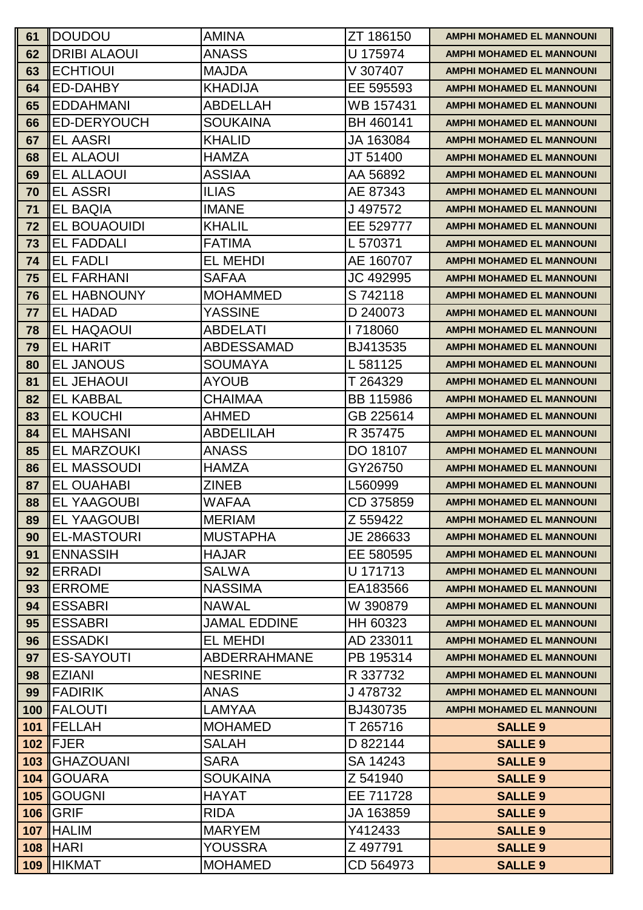| 61 | DOUDOU | AMINA | ZT 186150 | AMPHI MOHAMED EL MANNOUNI |
|---|---|---|---|---|
| 62 | DRIBI ALAOUI | ANASS | U 175974 | AMPHI MOHAMED EL MANNOUNI |
| 63 | ECHTIOUI | MAJDA | V 307407 | AMPHI MOHAMED EL MANNOUNI |
| 64 | ED-DAHBY | KHADIJA | EE 595593 | AMPHI MOHAMED EL MANNOUNI |
| 65 | EDDAHMANI | ABDELLAH | WB 157431 | AMPHI MOHAMED EL MANNOUNI |
| 66 | ED-DERYOUCH | SOUKAINA | BH 460141 | AMPHI MOHAMED EL MANNOUNI |
| 67 | EL AASRI | KHALID | JA 163084 | AMPHI MOHAMED EL MANNOUNI |
| 68 | EL ALAOUI | HAMZA | JT 51400 | AMPHI MOHAMED EL MANNOUNI |
| 69 | EL ALLAOUI | ASSIAA | AA 56892 | AMPHI MOHAMED EL MANNOUNI |
| 70 | EL ASSRI | ILIAS | AE 87343 | AMPHI MOHAMED EL MANNOUNI |
| 71 | EL BAQIA | IMANE | J 497572 | AMPHI MOHAMED EL MANNOUNI |
| 72 | EL BOUAOUIDI | KHALIL | EE 529777 | AMPHI MOHAMED EL MANNOUNI |
| 73 | EL FADDALI | FATIMA | L 570371 | AMPHI MOHAMED EL MANNOUNI |
| 74 | EL FADLI | EL MEHDI | AE 160707 | AMPHI MOHAMED EL MANNOUNI |
| 75 | EL FARHANI | SAFAA | JC 492995 | AMPHI MOHAMED EL MANNOUNI |
| 76 | EL HABNOUNY | MOHAMMED | S 742118 | AMPHI MOHAMED EL MANNOUNI |
| 77 | EL HADAD | YASSINE | D 240073 | AMPHI MOHAMED EL MANNOUNI |
| 78 | EL HAQAOUI | ABDELATI | I 718060 | AMPHI MOHAMED EL MANNOUNI |
| 79 | EL HARIT | ABDESSAMAD | BJ413535 | AMPHI MOHAMED EL MANNOUNI |
| 80 | EL JANOUS | SOUMAYA | L 581125 | AMPHI MOHAMED EL MANNOUNI |
| 81 | EL JEHAOUI | AYOUB | T 264329 | AMPHI MOHAMED EL MANNOUNI |
| 82 | EL KABBAL | CHAIMAA | BB 115986 | AMPHI MOHAMED EL MANNOUNI |
| 83 | EL KOUCHI | AHMED | GB 225614 | AMPHI MOHAMED EL MANNOUNI |
| 84 | EL MAHSANI | ABDELILAH | R 357475 | AMPHI MOHAMED EL MANNOUNI |
| 85 | EL MARZOUKI | ANASS | DO 18107 | AMPHI MOHAMED EL MANNOUNI |
| 86 | EL MASSOUDI | HAMZA | GY26750 | AMPHI MOHAMED EL MANNOUNI |
| 87 | EL OUAHABI | ZINEB | L560999 | AMPHI MOHAMED EL MANNOUNI |
| 88 | EL YAAGOUBI | WAFAA | CD 375859 | AMPHI MOHAMED EL MANNOUNI |
| 89 | EL YAAGOUBI | MERIAM | Z 559422 | AMPHI MOHAMED EL MANNOUNI |
| 90 | EL-MASTOURI | MUSTAPHA | JE 286633 | AMPHI MOHAMED EL MANNOUNI |
| 91 | ENNASSIH | HAJAR | EE 580595 | AMPHI MOHAMED EL MANNOUNI |
| 92 | ERRADI | SALWA | U 171713 | AMPHI MOHAMED EL MANNOUNI |
| 93 | ERROME | NASSIMA | EA183566 | AMPHI MOHAMED EL MANNOUNI |
| 94 | ESSABRI | NAWAL | W 390879 | AMPHI MOHAMED EL MANNOUNI |
| 95 | ESSABRI | JAMAL EDDINE | HH 60323 | AMPHI MOHAMED EL MANNOUNI |
| 96 | ESSADKI | EL MEHDI | AD 233011 | AMPHI MOHAMED EL MANNOUNI |
| 97 | ES-SAYOUTI | ABDERRAHMANE | PB 195314 | AMPHI MOHAMED EL MANNOUNI |
| 98 | EZIANI | NESRINE | R 337732 | AMPHI MOHAMED EL MANNOUNI |
| 99 | FADIRIK | ANAS | J 478732 | AMPHI MOHAMED EL MANNOUNI |
| 100 | FALOUTI | LAMYAA | BJ430735 | AMPHI MOHAMED EL MANNOUNI |
| 101 | FELLAH | MOHAMED | T 265716 | SALLE 9 |
| 102 | FJER | SALAH | D 822144 | SALLE 9 |
| 103 | GHAZOUANI | SARA | SA 14243 | SALLE 9 |
| 104 | GOUARA | SOUKAINA | Z 541940 | SALLE 9 |
| 105 | GOUGNI | HAYAT | EE 711728 | SALLE 9 |
| 106 | GRIF | RIDA | JA 163859 | SALLE 9 |
| 107 | HALIM | MARYEM | Y412433 | SALLE 9 |
| 108 | HARI | YOUSSRA | Z 497791 | SALLE 9 |
| 109 | HIKMAT | MOHAMED | CD 564973 | SALLE 9 |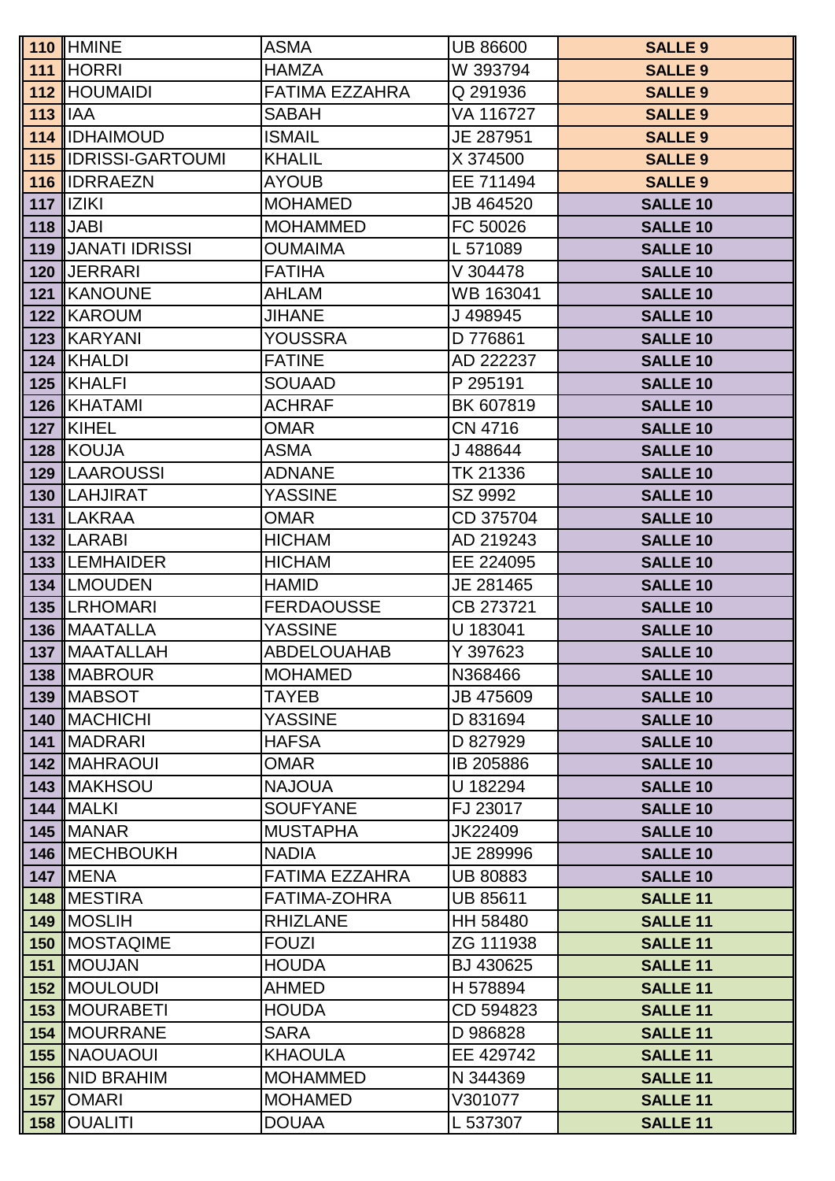| | | | | |
|---|---|---|---|---|
| 110 | HMINE | ASMA | UB 86600 | SALLE 9 |
| 111 | HORRI | HAMZA | W 393794 | SALLE 9 |
| 112 | HOUMAIDI | FATIMA EZZAHRA | Q 291936 | SALLE 9 |
| 113 | IAA | SABAH | VA 116727 | SALLE 9 |
| 114 | IDHAIMOUD | ISMAIL | JE 287951 | SALLE 9 |
| 115 | IDRISSI-GARTOUMI | KHALIL | X 374500 | SALLE 9 |
| 116 | IDRRAEZN | AYOUB | EE 711494 | SALLE 9 |
| 117 | IZIKI | MOHAMED | JB 464520 | SALLE 10 |
| 118 | JABI | MOHAMMED | FC 50026 | SALLE 10 |
| 119 | JANATI IDRISSI | OUMAIMA | L 571089 | SALLE 10 |
| 120 | JERRARI | FATIHA | V 304478 | SALLE 10 |
| 121 | KANOUNE | AHLAM | WB 163041 | SALLE 10 |
| 122 | KAROUM | JIHANE | J 498945 | SALLE 10 |
| 123 | KARYANI | YOUSSRA | D 776861 | SALLE 10 |
| 124 | KHALDI | FATINE | AD 222237 | SALLE 10 |
| 125 | KHALFI | SOUAAD | P 295191 | SALLE 10 |
| 126 | KHATAMI | ACHRAF | BK 607819 | SALLE 10 |
| 127 | KIHEL | OMAR | CN 4716 | SALLE 10 |
| 128 | KOUJA | ASMA | J 488644 | SALLE 10 |
| 129 | LAAROUSSI | ADNANE | TK 21336 | SALLE 10 |
| 130 | LAHJIRAT | YASSINE | SZ 9992 | SALLE 10 |
| 131 | LAKRAA | OMAR | CD 375704 | SALLE 10 |
| 132 | LARABI | HICHAM | AD 219243 | SALLE 10 |
| 133 | LEMHAIDER | HICHAM | EE 224095 | SALLE 10 |
| 134 | LMOUDEN | HAMID | JE 281465 | SALLE 10 |
| 135 | LRHOMARI | FERDAOUSSE | CB 273721 | SALLE 10 |
| 136 | MAATALLA | YASSINE | U 183041 | SALLE 10 |
| 137 | MAATALLAH | ABDELOUAHAB | Y 397623 | SALLE 10 |
| 138 | MABROUR | MOHAMED | N368466 | SALLE 10 |
| 139 | MABSOT | TAYEB | JB 475609 | SALLE 10 |
| 140 | MACHICHI | YASSINE | D 831694 | SALLE 10 |
| 141 | MADRARI | HAFSA | D 827929 | SALLE 10 |
| 142 | MAHRAOUI | OMAR | IB 205886 | SALLE 10 |
| 143 | MAKHSOU | NAJOUA | U 182294 | SALLE 10 |
| 144 | MALKI | SOUFYANE | FJ 23017 | SALLE 10 |
| 145 | MANAR | MUSTAPHA | JK22409 | SALLE 10 |
| 146 | MECHBOUKH | NADIA | JE 289996 | SALLE 10 |
| 147 | MENA | FATIMA EZZAHRA | UB 80883 | SALLE 10 |
| 148 | MESTIRA | FATIMA-ZOHRA | UB 85611 | SALLE 11 |
| 149 | MOSLIH | RHIZLANE | HH 58480 | SALLE 11 |
| 150 | MOSTAQIME | FOUZI | ZG 111938 | SALLE 11 |
| 151 | MOUJAN | HOUDA | BJ 430625 | SALLE 11 |
| 152 | MOULOUDI | AHMED | H 578894 | SALLE 11 |
| 153 | MOURABETI | HOUDA | CD 594823 | SALLE 11 |
| 154 | MOURRANE | SARA | D 986828 | SALLE 11 |
| 155 | NAOUAOUI | KHAOULA | EE 429742 | SALLE 11 |
| 156 | NID BRAHIM | MOHAMMED | N 344369 | SALLE 11 |
| 157 | OMARI | MOHAMED | V301077 | SALLE 11 |
| 158 | OUALITI | DOUAA | L 537307 | SALLE 11 |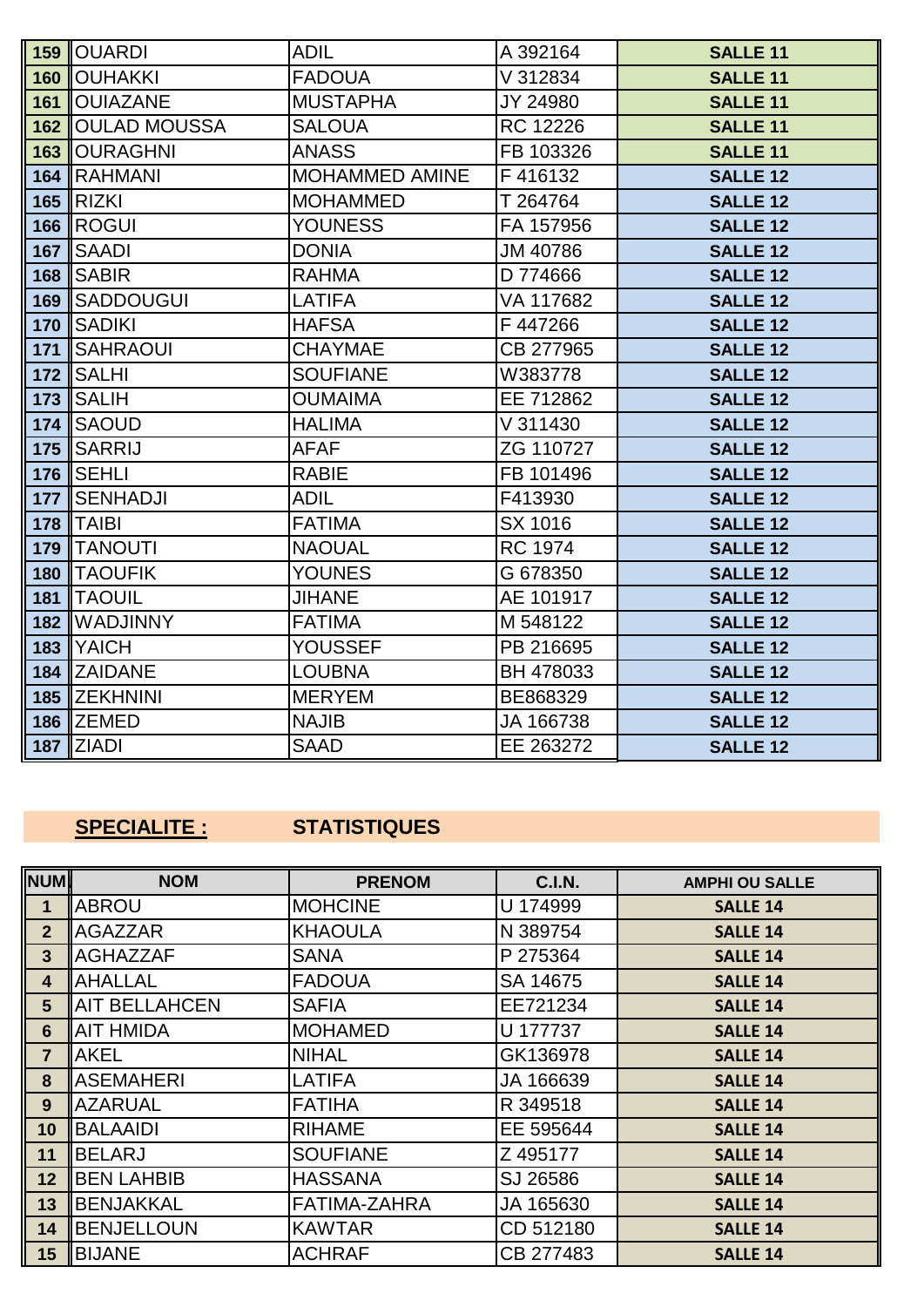| | | | | |
|---|---|---|---|---|
| 159 | OUARDI | ADIL | A 392164 | SALLE 11 |
| 160 | OUHAKKI | FADOUA | V 312834 | SALLE 11 |
| 161 | OUIAZANE | MUSTAPHA | JY 24980 | SALLE 11 |
| 162 | OULAD MOUSSA | SALOUA | RC 12226 | SALLE 11 |
| 163 | OURAGHNI | ANASS | FB 103326 | SALLE 11 |
| 164 | RAHMANI | MOHAMMED AMINE | F 416132 | SALLE 12 |
| 165 | RIZKI | MOHAMMED | T 264764 | SALLE 12 |
| 166 | ROGUI | YOUNESS | FA 157956 | SALLE 12 |
| 167 | SAADI | DONIA | JM 40786 | SALLE 12 |
| 168 | SABIR | RAHMA | D 774666 | SALLE 12 |
| 169 | SADDOUGUI | LATIFA | VA 117682 | SALLE 12 |
| 170 | SADIKI | HAFSA | F 447266 | SALLE 12 |
| 171 | SAHRAOUI | CHAYMAE | CB 277965 | SALLE 12 |
| 172 | SALHI | SOUFIANE | W383778 | SALLE 12 |
| 173 | SALIH | OUMAIMA | EE 712862 | SALLE 12 |
| 174 | SAOUD | HALIMA | V 311430 | SALLE 12 |
| 175 | SARRIJ | AFAF | ZG 110727 | SALLE 12 |
| 176 | SEHLI | RABIE | FB 101496 | SALLE 12 |
| 177 | SENHADJI | ADIL | F413930 | SALLE 12 |
| 178 | TAIBI | FATIMA | SX 1016 | SALLE 12 |
| 179 | TANOUTI | NAOUAL | RC 1974 | SALLE 12 |
| 180 | TAOUFIK | YOUNES | G 678350 | SALLE 12 |
| 181 | TAOUIL | JIHANE | AE 101917 | SALLE 12 |
| 182 | WADJINNY | FATIMA | M 548122 | SALLE 12 |
| 183 | YAICH | YOUSSEF | PB 216695 | SALLE 12 |
| 184 | ZAIDANE | LOUBNA | BH 478033 | SALLE 12 |
| 185 | ZEKHNINI | MERYEM | BE868329 | SALLE 12 |
| 186 | ZEMED | NAJIB | JA 166738 | SALLE 12 |
| 187 | ZIADI | SAAD | EE 263272 | SALLE 12 |

**SPECIALITE :** **STATISTIQUES**

| NUM | NOM | PRENOM | C.I.N. | AMPHI OU SALLE |
|---|---|---|---|---|
| 1 | ABROU | MOHCINE | U 174999 | SALLE 14 |
| 2 | AGAZZAR | KHAOULA | N 389754 | SALLE 14 |
| 3 | AGHAZZAF | SANA | P 275364 | SALLE 14 |
| 4 | AHALLAL | FADOUA | SA 14675 | SALLE 14 |
| 5 | AIT BELLAHCEN | SAFIA | EE721234 | SALLE 14 |
| 6 | AIT HMIDA | MOHAMED | U 177737 | SALLE 14 |
| 7 | AKEL | NIHAL | GK136978 | SALLE 14 |
| 8 | ASEMAHERI | LATIFA | JA 166639 | SALLE 14 |
| 9 | AZARUAL | FATIHA | R 349518 | SALLE 14 |
| 10 | BALAAIDI | RIHAME | EE 595644 | SALLE 14 |
| 11 | BELARJ | SOUFIANE | Z 495177 | SALLE 14 |
| 12 | BEN LAHBIB | HASSANA | SJ 26586 | SALLE 14 |
| 13 | BENJAKKAL | FATIMA-ZAHRA | JA 165630 | SALLE 14 |
| 14 | BENJELLOUN | KAWTAR | CD 512180 | SALLE 14 |
| 15 | BIJANE | ACHRAF | CB 277483 | SALLE 14 |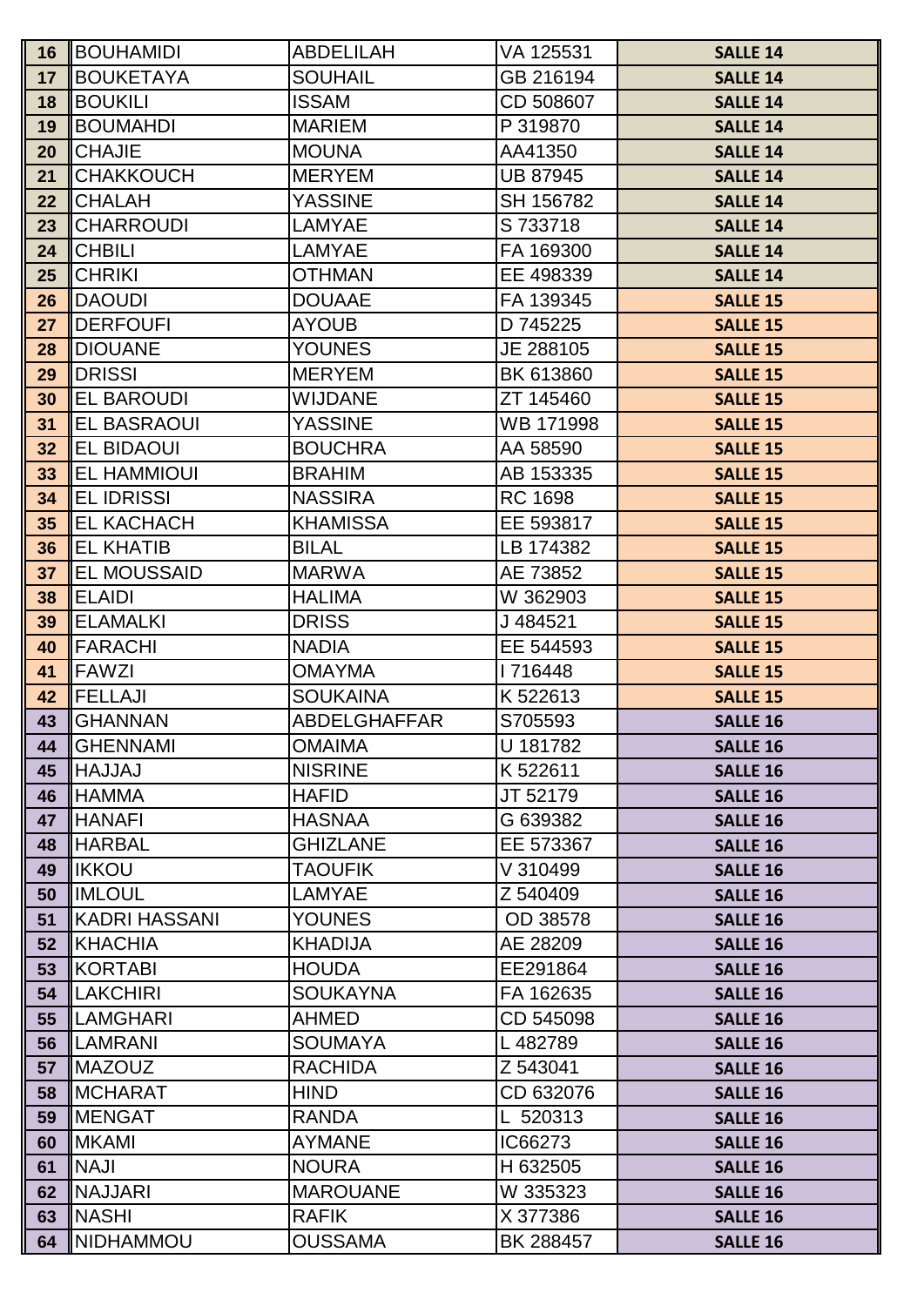| | | | | |
|---|---|---|---|---|
| 16 | BOUHAMIDI | ABDELILAH | VA 125531 | SALLE 14 |
| 17 | BOUKETAYA | SOUHAIL | GB 216194 | SALLE 14 |
| 18 | BOUKILI | ISSAM | CD 508607 | SALLE 14 |
| 19 | BOUMAHDI | MARIEM | P 319870 | SALLE 14 |
| 20 | CHAJIE | MOUNA | AA41350 | SALLE 14 |
| 21 | CHAKKOUCH | MERYEM | UB 87945 | SALLE 14 |
| 22 | CHALAH | YASSINE | SH 156782 | SALLE 14 |
| 23 | CHARROUDI | LAMYAE | S 733718 | SALLE 14 |
| 24 | CHBILI | LAMYAE | FA 169300 | SALLE 14 |
| 25 | CHRIKI | OTHMAN | EE 498339 | SALLE 14 |
| 26 | DAOUDI | DOUAAE | FA 139345 | SALLE 15 |
| 27 | DERFOUFI | AYOUB | D 745225 | SALLE 15 |
| 28 | DIOUANE | YOUNES | JE 288105 | SALLE 15 |
| 29 | DRISSI | MERYEM | BK 613860 | SALLE 15 |
| 30 | EL BAROUDI | WIJDANE | ZT 145460 | SALLE 15 |
| 31 | EL BASRAOUI | YASSINE | WB 171998 | SALLE 15 |
| 32 | EL BIDAOUI | BOUCHRA | AA 58590 | SALLE 15 |
| 33 | EL HAMMIOUI | BRAHIM | AB 153335 | SALLE 15 |
| 34 | EL IDRISSI | NASSIRA | RC 1698 | SALLE 15 |
| 35 | EL KACHACH | KHAMISSA | EE 593817 | SALLE 15 |
| 36 | EL KHATIB | BILAL | LB 174382 | SALLE 15 |
| 37 | EL MOUSSAID | MARWA | AE 73852 | SALLE 15 |
| 38 | ELAIDI | HALIMA | W 362903 | SALLE 15 |
| 39 | ELAMALKI | DRISS | J 484521 | SALLE 15 |
| 40 | FARACHI | NADIA | EE 544593 | SALLE 15 |
| 41 | FAWZI | OMAYMA | I 716448 | SALLE 15 |
| 42 | FELLAJI | SOUKAINA | K 522613 | SALLE 15 |
| 43 | GHANNAN | ABDELGHAFFAR | S705593 | SALLE 16 |
| 44 | GHENNAMI | OMAIMA | U 181782 | SALLE 16 |
| 45 | HAJJAJ | NISRINE | K 522611 | SALLE 16 |
| 46 | HAMMA | HAFID | JT 52179 | SALLE 16 |
| 47 | HANAFI | HASNAA | G 639382 | SALLE 16 |
| 48 | HARBAL | GHIZLANE | EE 573367 | SALLE 16 |
| 49 | IKKOU | TAOUFIK | V 310499 | SALLE 16 |
| 50 | IMLOUL | LAMYAE | Z 540409 | SALLE 16 |
| 51 | KADRI HASSANI | YOUNES | OD 38578 | SALLE 16 |
| 52 | KHACHIA | KHADIJA | AE 28209 | SALLE 16 |
| 53 | KORTABI | HOUDA | EE291864 | SALLE 16 |
| 54 | LAKCHIRI | SOUKAYNA | FA 162635 | SALLE 16 |
| 55 | LAMGHARI | AHMED | CD 545098 | SALLE 16 |
| 56 | LAMRANI | SOUMAYA | L 482789 | SALLE 16 |
| 57 | MAZOUZ | RACHIDA | Z 543041 | SALLE 16 |
| 58 | MCHARAT | HIND | CD 632076 | SALLE 16 |
| 59 | MENGAT | RANDA | L 520313 | SALLE 16 |
| 60 | MKAMI | AYMANE | IC66273 | SALLE 16 |
| 61 | NAJI | NOURA | H 632505 | SALLE 16 |
| 62 | NAJJARI | MAROUANE | W 335323 | SALLE 16 |
| 63 | NASHI | RAFIK | X 377386 | SALLE 16 |
| 64 | NIDHAMMOU | OUSSAMA | BK 288457 | SALLE 16 |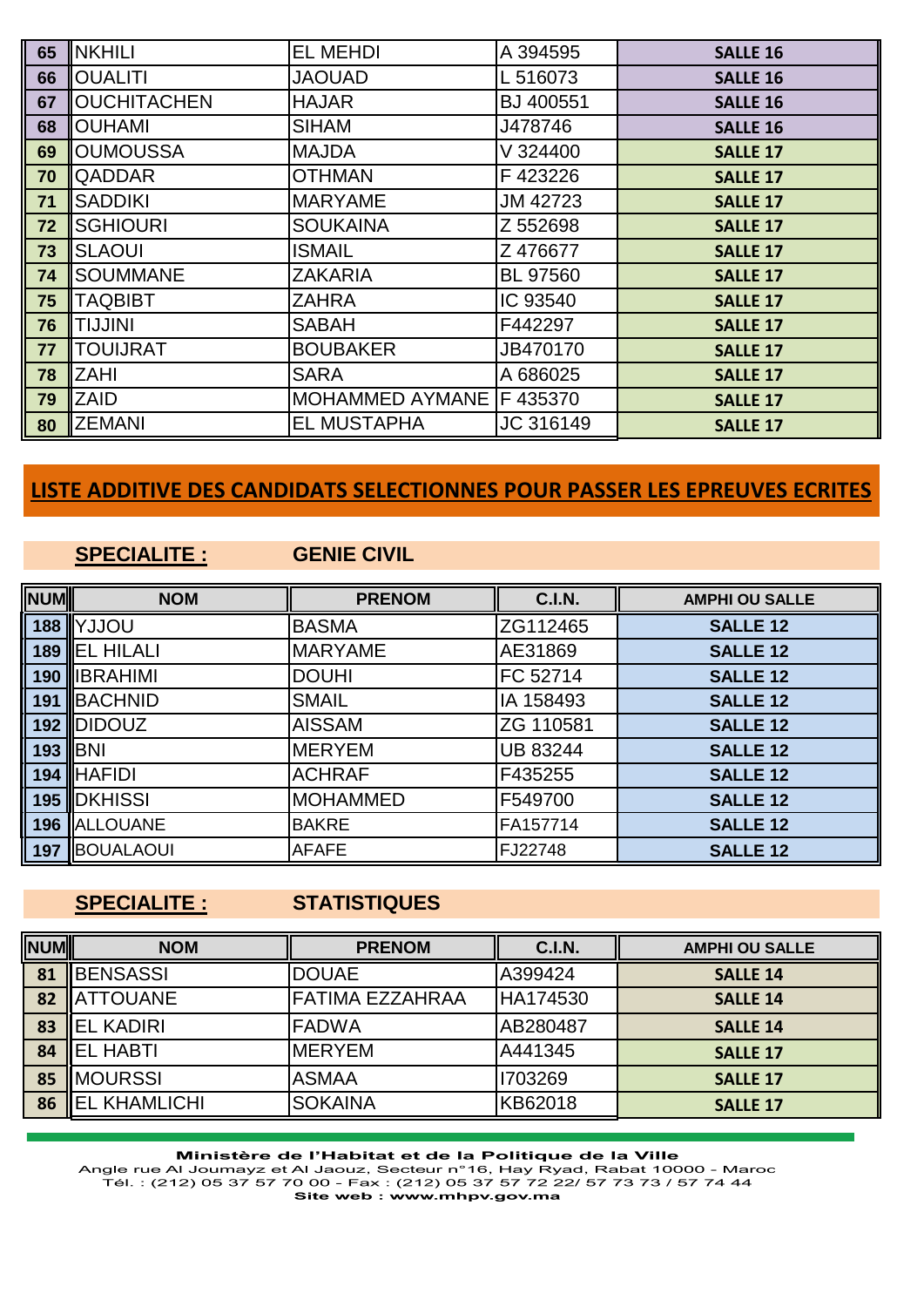| | | | | |
|---|---|---|---|---|
| 65 | NKHILI | EL MEHDI | A 394595 | SALLE 16 |
| 66 | OUALITI | JAOUAD | L 516073 | SALLE 16 |
| 67 | OUCHITACHEN | HAJAR | BJ 400551 | SALLE 16 |
| 68 | OUHAMI | SIHAM | J478746 | SALLE 16 |
| 69 | OUMOUSSA | MAJDA | V 324400 | SALLE 17 |
| 70 | QADDAR | OTHMAN | F 423226 | SALLE 17 |
| 71 | SADDIKI | MARYAME | JM 42723 | SALLE 17 |
| 72 | SGHIOURI | SOUKAINA | Z 552698 | SALLE 17 |
| 73 | SLAOUI | ISMAIL | Z 476677 | SALLE 17 |
| 74 | SOUMMANE | ZAKARIA | BL 97560 | SALLE 17 |
| 75 | TAQBIBT | ZAHRA | IC 93540 | SALLE 17 |
| 76 | TIJJINI | SABAH | F442297 | SALLE 17 |
| 77 | TOUIJRAT | BOUBAKER | JB470170 | SALLE 17 |
| 78 | ZAHI | SARA | A 686025 | SALLE 17 |
| 79 | ZAID | MOHAMMED AYMANE | F 435370 | SALLE 17 |
| 80 | ZEMANI | EL MUSTAPHA | JC 316149 | SALLE 17 |

## LISTE ADDITIVE DES CANDIDATS SELECTIONNES POUR PASSER LES EPREUVES ECRITES

**SPECIALITE :** **GENIE CIVIL**

| NUM | NOM | PRENOM | C.I.N. | AMPHI OU SALLE |
|---|---|---|---|---|
| 188 | YJJOU | BASMA | ZG112465 | SALLE 12 |
| 189 | EL HILALI | MARYAME | AE31869 | SALLE 12 |
| 190 | IBRAHIMI | DOUHI | FC 52714 | SALLE 12 |
| 191 | BACHNID | SMAIL | IA 158493 | SALLE 12 |
| 192 | DIDOUZ | AISSAM | ZG 110581 | SALLE 12 |
| 193 | BNI | MERYEM | UB 83244 | SALLE 12 |
| 194 | HAFIDI | ACHRAF | F435255 | SALLE 12 |
| 195 | DKHISSI | MOHAMMED | F549700 | SALLE 12 |
| 196 | ALLOUANE | BAKRE | FA157714 | SALLE 12 |
| 197 | BOUALAOUI | AFAFE | FJ22748 | SALLE 12 |

**SPECIALITE :** **STATISTIQUES**

| NUM | NOM | PRENOM | C.I.N. | AMPHI OU SALLE |
|---|---|---|---|---|
| 81 | BENSASSI | DOUAE | A399424 | SALLE 14 |
| 82 | ATTOUANE | FATIMA EZZAHRAA | HA174530 | SALLE 14 |
| 83 | EL KADIRI | FADWA | AB280487 | SALLE 14 |
| 84 | EL HABTI | MERYEM | A441345 | SALLE 17 |
| 85 | MOURSSI | ASMAA | I703269 | SALLE 17 |
| 86 | EL KHAMLICHI | SOKAINA | KB62018 | SALLE 17 |

**Ministère de l'Habitat et de la Politique de la Ville**
Angle rue Al Joumayz et Al Jaouz, Secteur n°16, Hay Ryad, Rabat 10000 - Maroc
Tél. : (212) 05 37 57 70 00 - Fax : (212) 05 37 57 72 22/ 57 73 73 / 57 74 44
**Site web : www.mhpv.gov.ma**